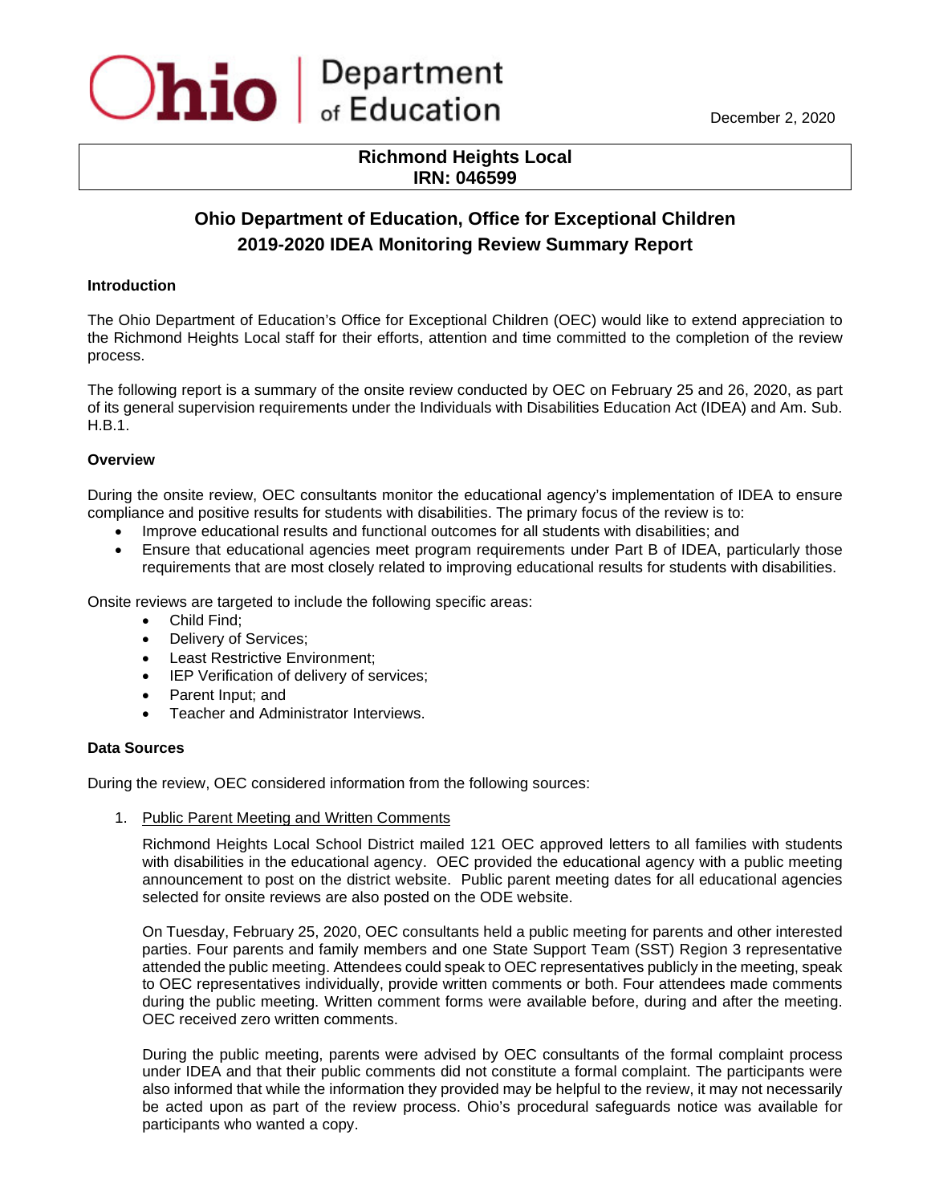Ohio | Department of Education

December 2, 2020

**Richmond Heights Local**
**IRN: 046599**

# Ohio Department of Education, Office for Exceptional Children
# 2019-2020 IDEA Monitoring Review Summary Report

### Introduction

The Ohio Department of Education's Office for Exceptional Children (OEC) would like to extend appreciation to the Richmond Heights Local staff for their efforts, attention and time committed to the completion of the review process.

The following report is a summary of the onsite review conducted by OEC on February 25 and 26, 2020, as part of its general supervision requirements under the Individuals with Disabilities Education Act (IDEA) and Am. Sub. H.B.1.

### Overview

During the onsite review, OEC consultants monitor the educational agency's implementation of IDEA to ensure compliance and positive results for students with disabilities. The primary focus of the review is to:

- Improve educational results and functional outcomes for all students with disabilities; and
- Ensure that educational agencies meet program requirements under Part B of IDEA, particularly those requirements that are most closely related to improving educational results for students with disabilities.

Onsite reviews are targeted to include the following specific areas:

- Child Find;
- Delivery of Services;
- Least Restrictive Environment;
- IEP Verification of delivery of services;
- Parent Input; and
- Teacher and Administrator Interviews.

### Data Sources

During the review, OEC considered information from the following sources:

1. Public Parent Meeting and Written Comments

   Richmond Heights Local School District mailed 121 OEC approved letters to all families with students with disabilities in the educational agency. OEC provided the educational agency with a public meeting announcement to post on the district website. Public parent meeting dates for all educational agencies selected for onsite reviews are also posted on the ODE website.

   On Tuesday, February 25, 2020, OEC consultants held a public meeting for parents and other interested parties. Four parents and family members and one State Support Team (SST) Region 3 representative attended the public meeting. Attendees could speak to OEC representatives publicly in the meeting, speak to OEC representatives individually, provide written comments or both. Four attendees made comments during the public meeting. Written comment forms were available before, during and after the meeting. OEC received zero written comments.

   During the public meeting, parents were advised by OEC consultants of the formal complaint process under IDEA and that their public comments did not constitute a formal complaint. The participants were also informed that while the information they provided may be helpful to the review, it may not necessarily be acted upon as part of the review process. Ohio's procedural safeguards notice was available for participants who wanted a copy.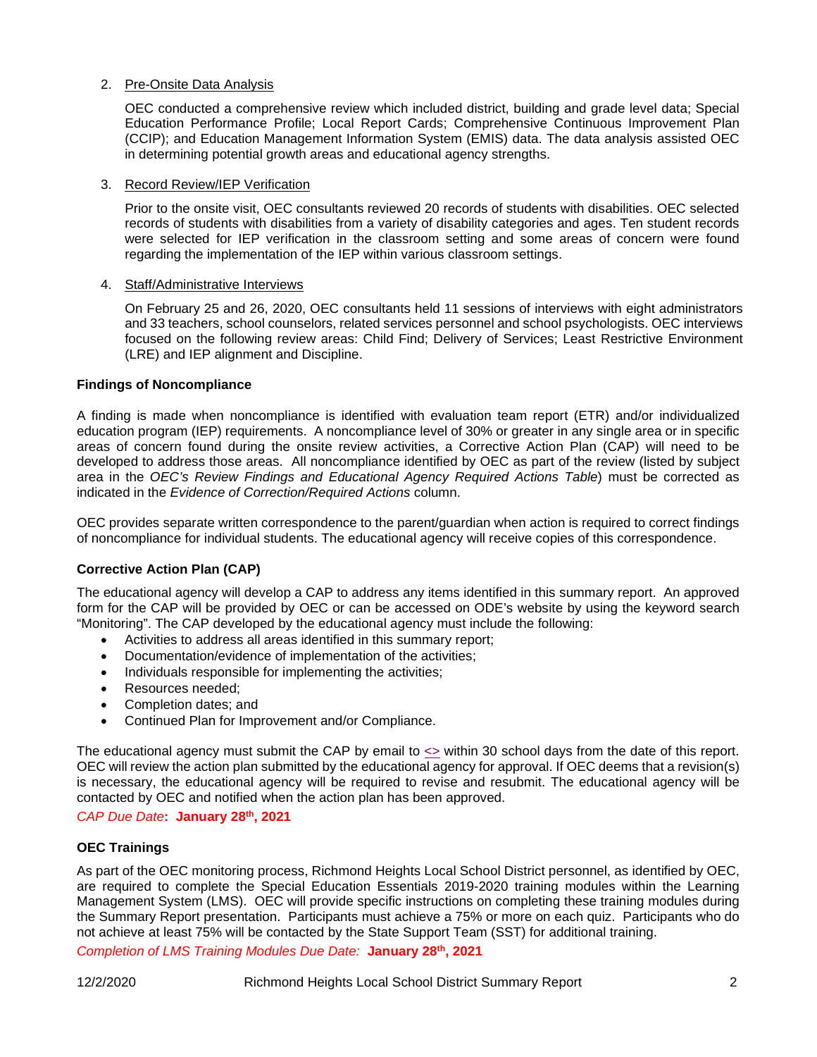2. Pre-Onsite Data Analysis

   OEC conducted a comprehensive review which included district, building and grade level data; Special Education Performance Profile; Local Report Cards; Comprehensive Continuous Improvement Plan (CCIP); and Education Management Information System (EMIS) data. The data analysis assisted OEC in determining potential growth areas and educational agency strengths.

3. Record Review/IEP Verification

   Prior to the onsite visit, OEC consultants reviewed 20 records of students with disabilities. OEC selected records of students with disabilities from a variety of disability categories and ages. Ten student records were selected for IEP verification in the classroom setting and some areas of concern were found regarding the implementation of the IEP within various classroom settings.

4. Staff/Administrative Interviews

   On February 25 and 26, 2020, OEC consultants held 11 sessions of interviews with eight administrators and 33 teachers, school counselors, related services personnel and school psychologists. OEC interviews focused on the following review areas: Child Find; Delivery of Services; Least Restrictive Environment (LRE) and IEP alignment and Discipline.

**Findings of Noncompliance**

A finding is made when noncompliance is identified with evaluation team report (ETR) and/or individualized education program (IEP) requirements. A noncompliance level of 30% or greater in any single area or in specific areas of concern found during the onsite review activities, a Corrective Action Plan (CAP) will need to be developed to address those areas. All noncompliance identified by OEC as part of the review (listed by subject area in the *OEC's Review Findings and Educational Agency Required Actions Table*) must be corrected as indicated in the *Evidence of Correction/Required Actions* column.

OEC provides separate written correspondence to the parent/guardian when action is required to correct findings of noncompliance for individual students. The educational agency will receive copies of this correspondence.

**Corrective Action Plan (CAP)**

The educational agency will develop a CAP to address any items identified in this summary report. An approved form for the CAP will be provided by OEC or can be accessed on ODE's website by using the keyword search "Monitoring". The CAP developed by the educational agency must include the following:

- Activities to address all areas identified in this summary report;
- Documentation/evidence of implementation of the activities;
- Individuals responsible for implementing the activities;
- Resources needed;
- Completion dates; and
- Continued Plan for Improvement and/or Compliance.

The educational agency must submit the CAP by email to <> within 30 school days from the date of this report. OEC will review the action plan submitted by the educational agency for approval. If OEC deems that a revision(s) is necessary, the educational agency will be required to revise and resubmit. The educational agency will be contacted by OEC and notified when the action plan has been approved.

*CAP Due Date*: **January 28th, 2021**

**OEC Trainings**

As part of the OEC monitoring process, Richmond Heights Local School District personnel, as identified by OEC, are required to complete the Special Education Essentials 2019-2020 training modules within the Learning Management System (LMS). OEC will provide specific instructions on completing these training modules during the Summary Report presentation. Participants must achieve a 75% or more on each quiz. Participants who do not achieve at least 75% will be contacted by the State Support Team (SST) for additional training.

*Completion of LMS Training Modules Due Date:* **January 28th, 2021**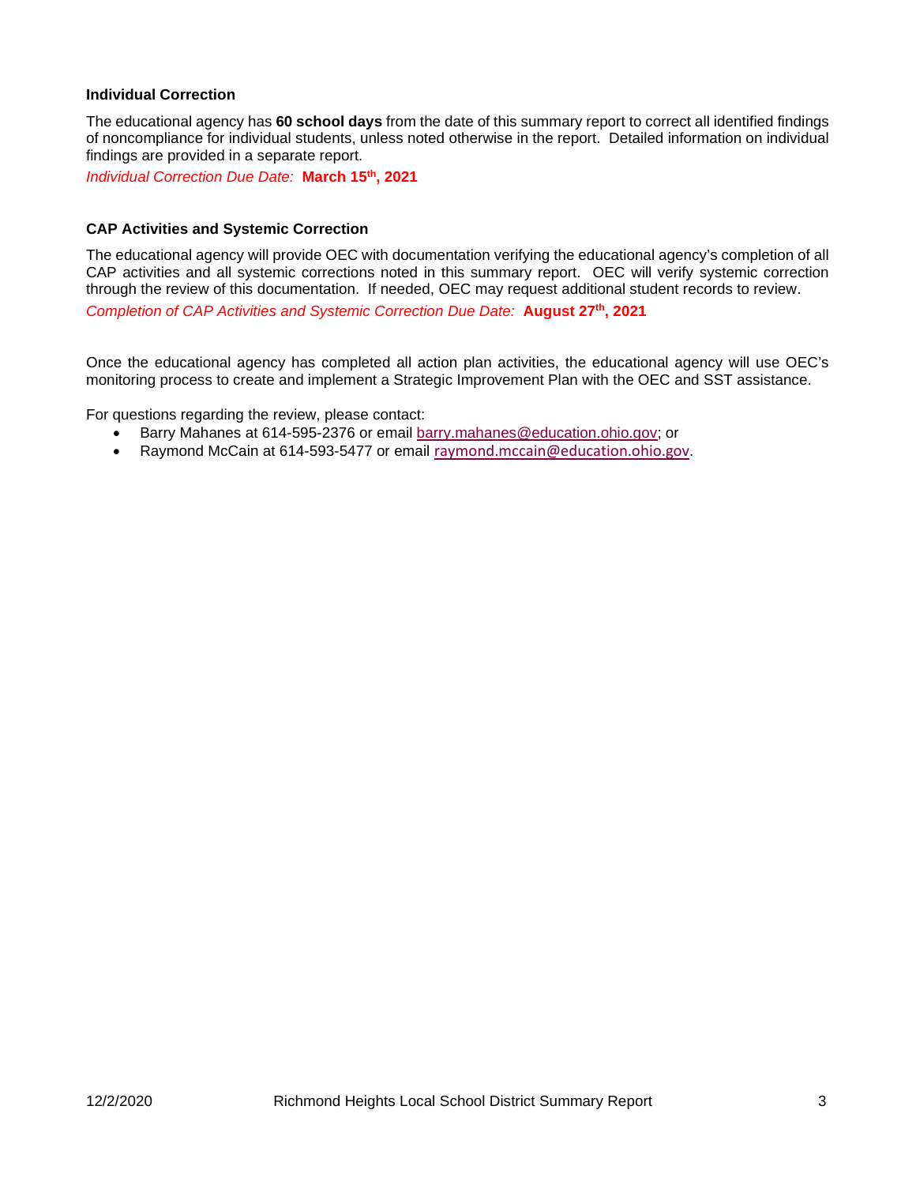### Individual Correction

The educational agency has **60 school days** from the date of this summary report to correct all identified findings of noncompliance for individual students, unless noted otherwise in the report. Detailed information on individual findings are provided in a separate report.

*Individual Correction Due Date:* **March 15th, 2021**

### CAP Activities and Systemic Correction

The educational agency will provide OEC with documentation verifying the educational agency's completion of all CAP activities and all systemic corrections noted in this summary report. OEC will verify systemic correction through the review of this documentation. If needed, OEC may request additional student records to review.

*Completion of CAP Activities and Systemic Correction Due Date:* **August 27th, 2021**

Once the educational agency has completed all action plan activities, the educational agency will use OEC's monitoring process to create and implement a Strategic Improvement Plan with the OEC and SST assistance.

For questions regarding the review, please contact:

- Barry Mahanes at 614-595-2376 or email barry.mahanes@education.ohio.gov; or
- Raymond McCain at 614-593-5477 or email raymond.mccain@education.ohio.gov.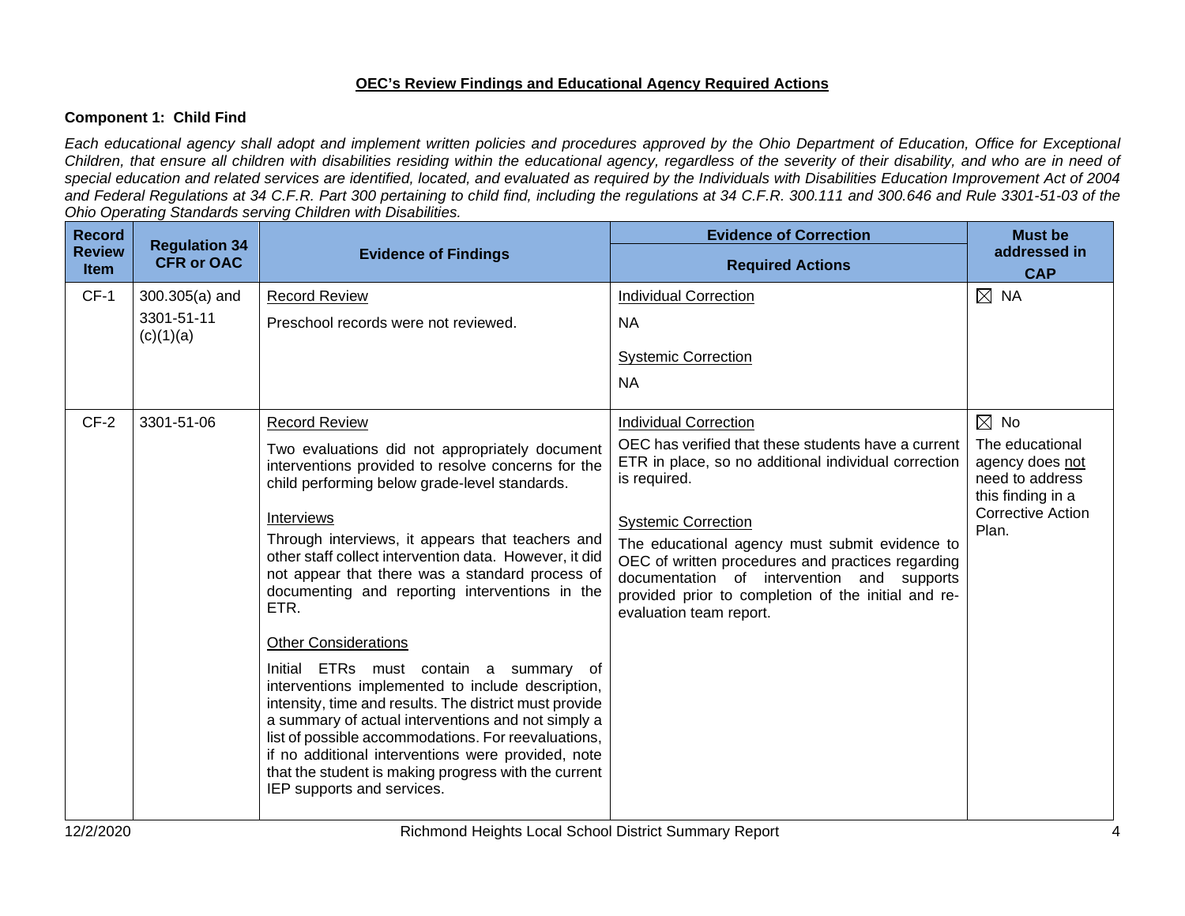## OEC's Review Findings and Educational Agency Required Actions

### Component 1: Child Find

*Each educational agency shall adopt and implement written policies and procedures approved by the Ohio Department of Education, Office for Exceptional Children, that ensure all children with disabilities residing within the educational agency, regardless of the severity of their disability, and who are in need of special education and related services are identified, located, and evaluated as required by the Individuals with Disabilities Education Improvement Act of 2004 and Federal Regulations at 34 C.F.R. Part 300 pertaining to child find, including the regulations at 34 C.F.R. 300.111 and 300.646 and Rule 3301-51-03 of the Ohio Operating Standards serving Children with Disabilities.*

| Record Review Item | Regulation 34 CFR or OAC | Evidence of Findings | Evidence of Correction<br>Required Actions | Must be addressed in CAP |
|---|---|---|---|---|
| CF-1 | 300.305(a) and 3301-51-11 (c)(1)(a) | <u>Record Review</u><br>Preschool records were not reviewed. | <u>Individual Correction</u><br>NA<br><u>Systemic Correction</u><br>NA | ☒ NA |
| CF-2 | 3301-51-06 | <u>Record Review</u><br>Two evaluations did not appropriately document interventions provided to resolve concerns for the child performing below grade-level standards.<br><u>Interviews</u><br>Through interviews, it appears that teachers and other staff collect intervention data. However, it did not appear that there was a standard process of documenting and reporting interventions in the ETR.<br><u>Other Considerations</u><br>Initial ETRs must contain a summary of interventions implemented to include description, intensity, time and results. The district must provide a summary of actual interventions and not simply a list of possible accommodations. For reevaluations, if no additional interventions were provided, note that the student is making progress with the current IEP supports and services. | <u>Individual Correction</u><br>OEC has verified that these students have a current ETR in place, so no additional individual correction is required.<br><u>Systemic Correction</u><br>The educational agency must submit evidence to OEC of written procedures and practices regarding documentation of intervention and supports provided prior to completion of the initial and re-evaluation team report. | ☒ No<br>The educational agency does <u>not</u> need to address this finding in a Corrective Action Plan. |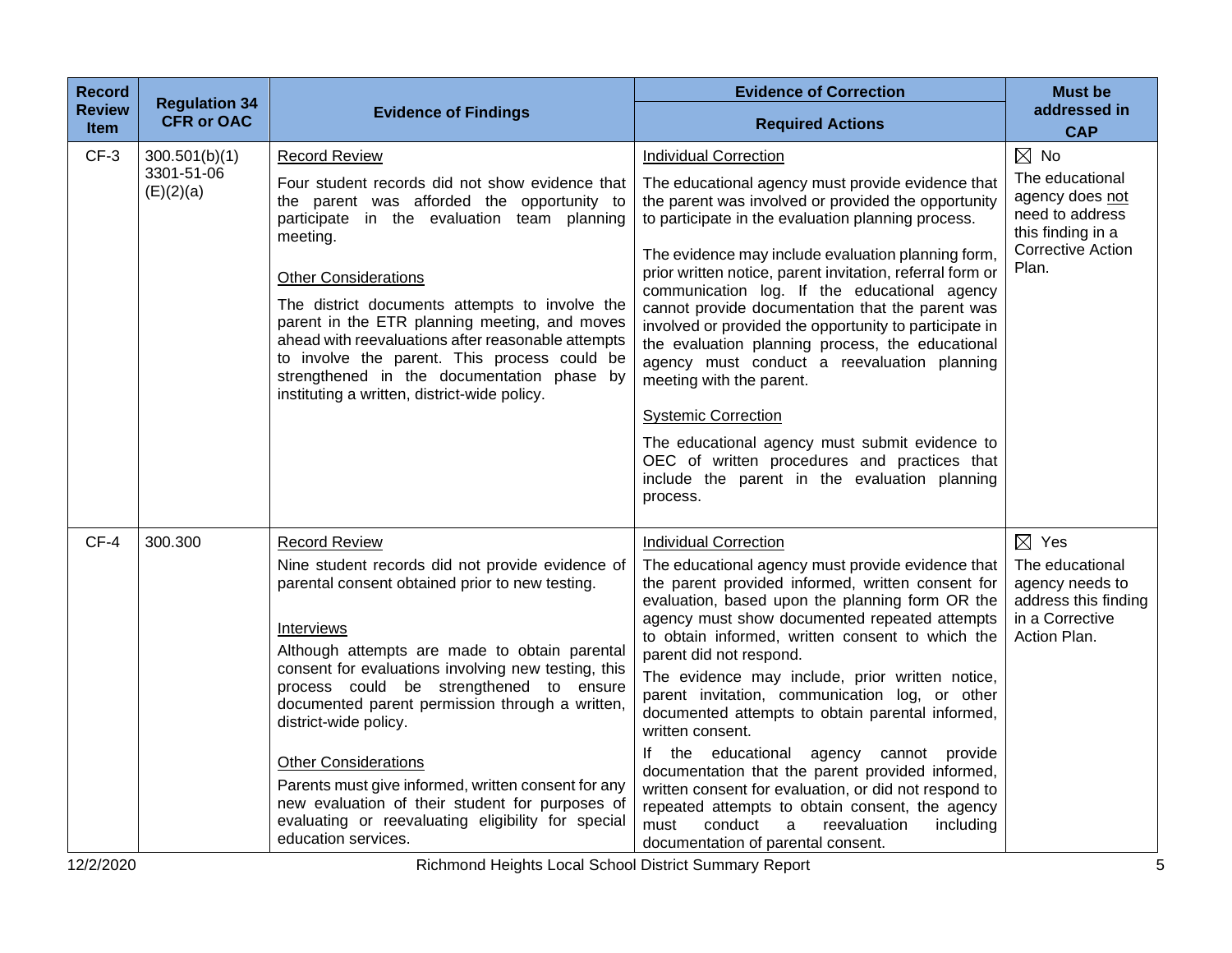| Record Review Item | Regulation 34 CFR or OAC | Evidence of Findings | Evidence of Correction | Must be addressed in CAP |
|---|---|---|---|---|
| | | | Required Actions | |
| CF-3 | 300.501(b)(1)<br>3301-51-06 (E)(2)(a) | Record Review<br><br>Four student records did not show evidence that the parent was afforded the opportunity to participate in the evaluation team planning meeting.<br><br>Other Considerations<br><br>The district documents attempts to involve the parent in the ETR planning meeting, and moves ahead with reevaluations after reasonable attempts to involve the parent. This process could be strengthened in the documentation phase by instituting a written, district-wide policy. | Individual Correction<br><br>The educational agency must provide evidence that the parent was involved or provided the opportunity to participate in the evaluation planning process.<br><br>The evidence may include evaluation planning form, prior written notice, parent invitation, referral form or communication log. If the educational agency cannot provide documentation that the parent was involved or provided the opportunity to participate in the evaluation planning process, the educational agency must conduct a reevaluation planning meeting with the parent.<br><br>Systemic Correction<br><br>The educational agency must submit evidence to OEC of written procedures and practices that include the parent in the evaluation planning process. | ☒ No<br>The educational agency does not need to address this finding in a Corrective Action Plan. |
| CF-4 | 300.300 | Record Review<br><br>Nine student records did not provide evidence of parental consent obtained prior to new testing.<br><br>Interviews<br><br>Although attempts are made to obtain parental consent for evaluations involving new testing, this process could be strengthened to ensure documented parent permission through a written, district-wide policy.<br><br>Other Considerations<br><br>Parents must give informed, written consent for any new evaluation of their student for purposes of evaluating or reevaluating eligibility for special education services. | Individual Correction<br><br>The educational agency must provide evidence that the parent provided informed, written consent for evaluation, based upon the planning form OR the agency must show documented repeated attempts to obtain informed, written consent to which the parent did not respond.<br><br>The evidence may include, prior written notice, parent invitation, communication log, or other documented attempts to obtain parental informed, written consent.<br><br>If the educational agency cannot provide documentation that the parent provided informed, written consent for evaluation, or did not respond to repeated attempts to obtain consent, the agency must conduct a reevaluation including documentation of parental consent. | ☒ Yes<br>The educational agency needs to address this finding in a Corrective Action Plan. |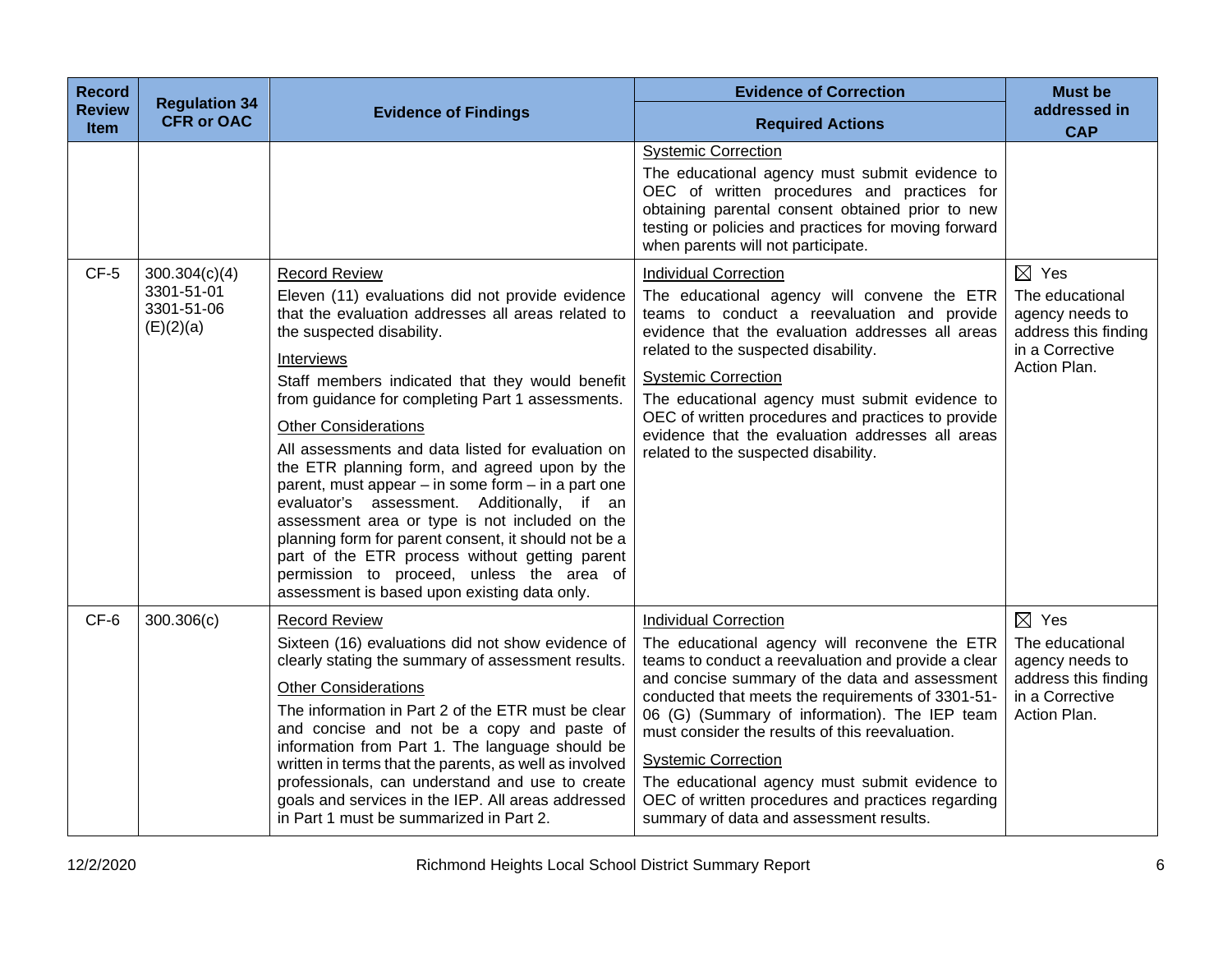| Record Review Item | Regulation 34 CFR or OAC | Evidence of Findings | Evidence of Correction<br>Required Actions | Must be addressed in CAP |
|---|---|---|---|---|
| | | | Systemic Correction<br>The educational agency must submit evidence to OEC of written procedures and practices for obtaining parental consent obtained prior to new testing or policies and practices for moving forward when parents will not participate. | |
| CF-5 | 300.304(c)(4)<br>3301-51-01<br>3301-51-06 (E)(2)(a) | Record Review<br>Eleven (11) evaluations did not provide evidence that the evaluation addresses all areas related to the suspected disability.<br>Interviews<br>Staff members indicated that they would benefit from guidance for completing Part 1 assessments.<br>Other Considerations<br>All assessments and data listed for evaluation on the ETR planning form, and agreed upon by the parent, must appear – in some form – in a part one evaluator's assessment. Additionally, if an assessment area or type is not included on the planning form for parent consent, it should not be a part of the ETR process without getting parent permission to proceed, unless the area of assessment is based upon existing data only. | Individual Correction<br>The educational agency will convene the ETR teams to conduct a reevaluation and provide evidence that the evaluation addresses all areas related to the suspected disability.<br>Systemic Correction<br>The educational agency must submit evidence to OEC of written procedures and practices to provide evidence that the evaluation addresses all areas related to the suspected disability. | ☒ Yes<br>The educational agency needs to address this finding in a Corrective Action Plan. |
| CF-6 | 300.306(c) | Record Review<br>Sixteen (16) evaluations did not show evidence of clearly stating the summary of assessment results.<br>Other Considerations<br>The information in Part 2 of the ETR must be clear and concise and not be a copy and paste of information from Part 1. The language should be written in terms that the parents, as well as involved professionals, can understand and use to create goals and services in the IEP. All areas addressed in Part 1 must be summarized in Part 2. | Individual Correction<br>The educational agency will reconvene the ETR teams to conduct a reevaluation and provide a clear and concise summary of the data and assessment conducted that meets the requirements of 3301-51-06 (G) (Summary of information). The IEP team must consider the results of this reevaluation.<br>Systemic Correction<br>The educational agency must submit evidence to OEC of written procedures and practices regarding summary of data and assessment results. | ☒ Yes<br>The educational agency needs to address this finding in a Corrective Action Plan. |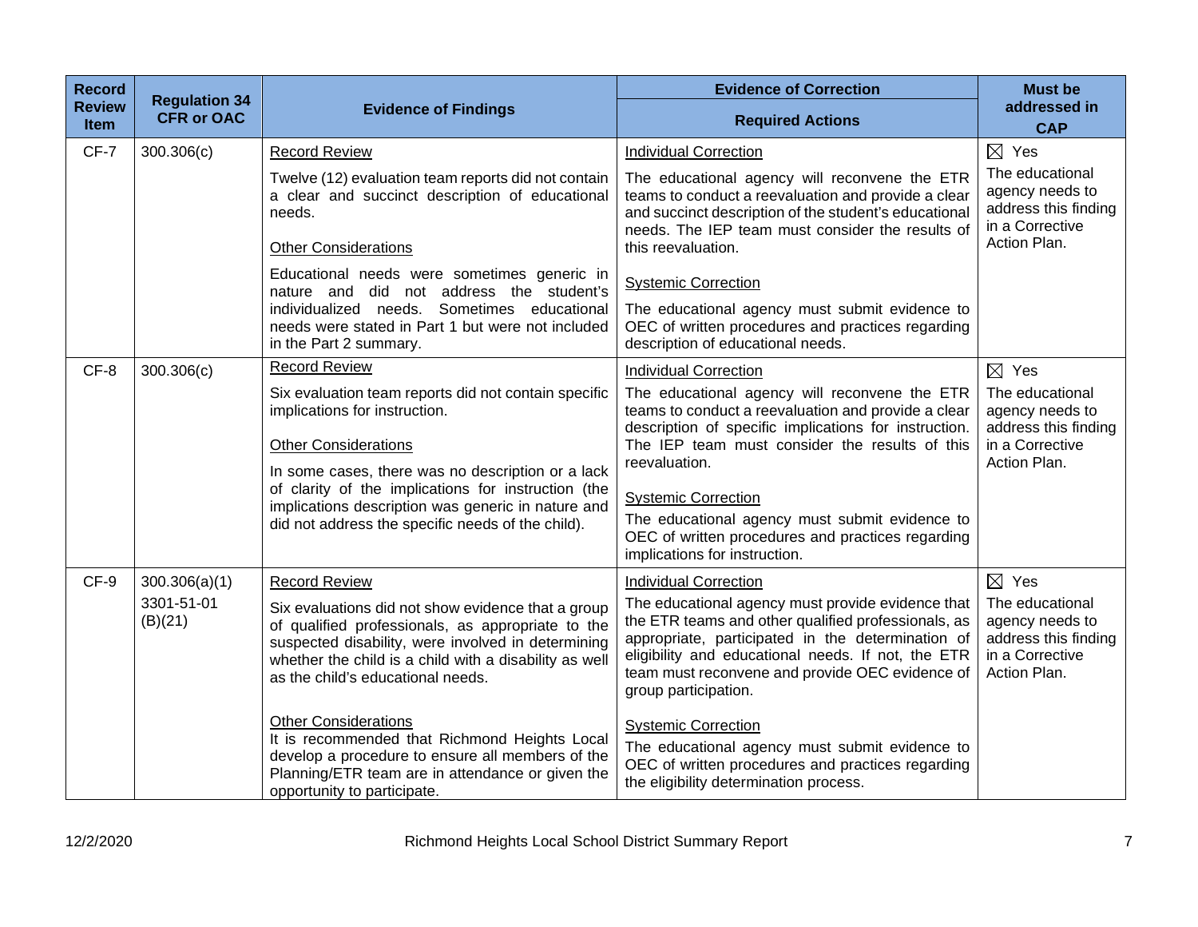| Record Review Item | Regulation 34 CFR or OAC | Evidence of Findings | Evidence of Correction<br>Required Actions | Must be addressed in CAP |
|---|---|---|---|---|
| CF-7 | 300.306(c) | Record Review<br>Twelve (12) evaluation team reports did not contain a clear and succinct description of educational needs.<br>Other Considerations<br>Educational needs were sometimes generic in nature and did not address the student's individualized needs. Sometimes educational needs were stated in Part 1 but were not included in the Part 2 summary. | Individual Correction<br>The educational agency will reconvene the ETR teams to conduct a reevaluation and provide a clear and succinct description of the student's educational needs. The IEP team must consider the results of this reevaluation.<br>Systemic Correction<br>The educational agency must submit evidence to OEC of written procedures and practices regarding description of educational needs. | ☒ Yes<br>The educational agency needs to address this finding in a Corrective Action Plan. |
| CF-8 | 300.306(c) | Record Review<br>Six evaluation team reports did not contain specific implications for instruction.<br>Other Considerations<br>In some cases, there was no description or a lack of clarity of the implications for instruction (the implications description was generic in nature and did not address the specific needs of the child). | Individual Correction<br>The educational agency will reconvene the ETR teams to conduct a reevaluation and provide a clear description of specific implications for instruction. The IEP team must consider the results of this reevaluation.<br>Systemic Correction<br>The educational agency must submit evidence to OEC of written procedures and practices regarding implications for instruction. | ☒ Yes<br>The educational agency needs to address this finding in a Corrective Action Plan. |
| CF-9 | 300.306(a)(1)<br>3301-51-01 (B)(21) | Record Review<br>Six evaluations did not show evidence that a group of qualified professionals, as appropriate to the suspected disability, were involved in determining whether the child is a child with a disability as well as the child's educational needs.<br>Other Considerations<br>It is recommended that Richmond Heights Local develop a procedure to ensure all members of the Planning/ETR team are in attendance or given the opportunity to participate. | Individual Correction<br>The educational agency must provide evidence that the ETR teams and other qualified professionals, as appropriate, participated in the determination of eligibility and educational needs. If not, the ETR team must reconvene and provide OEC evidence of group participation.<br>Systemic Correction<br>The educational agency must submit evidence to OEC of written procedures and practices regarding the eligibility determination process. | ☒ Yes<br>The educational agency needs to address this finding in a Corrective Action Plan. |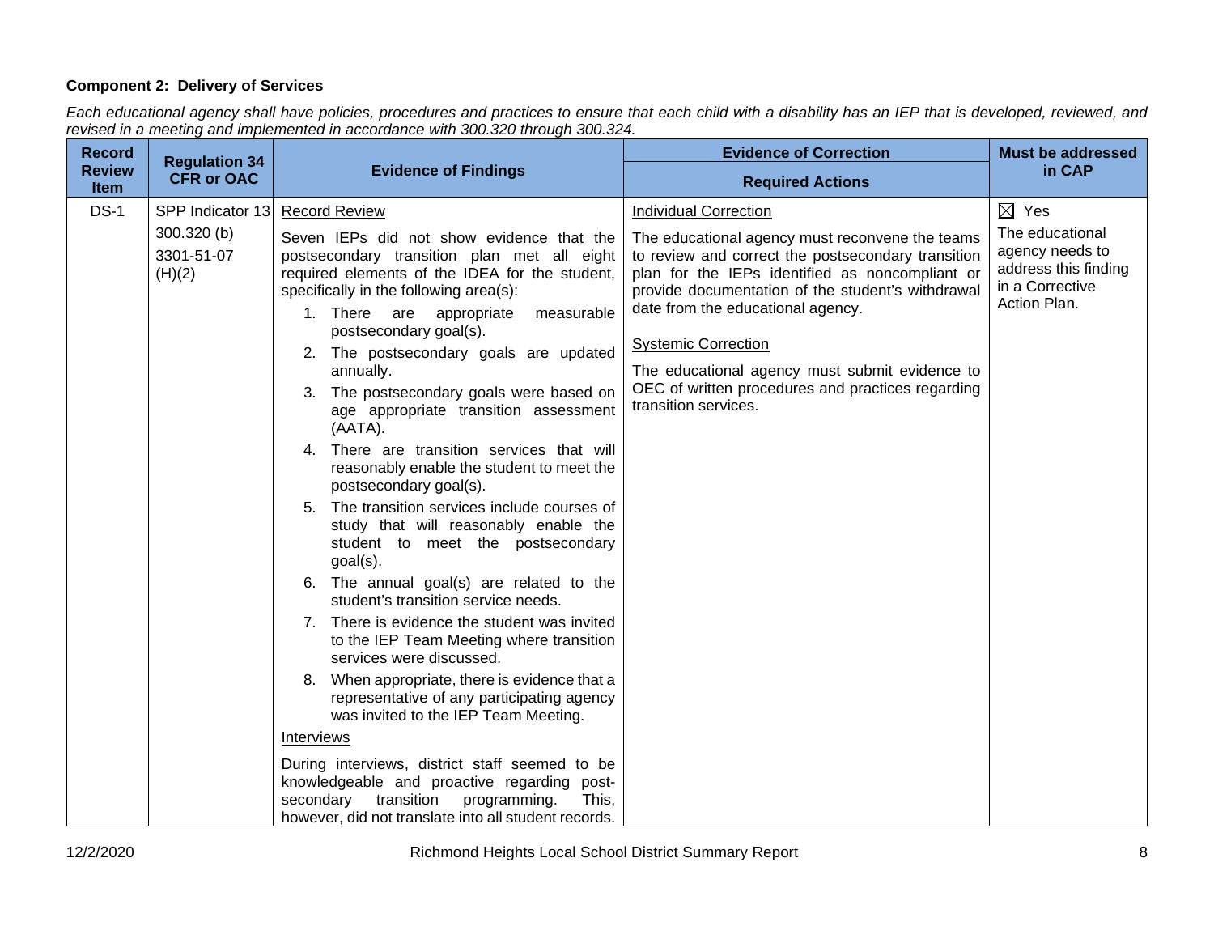**Component 2: Delivery of Services**

*Each educational agency shall have policies, procedures and practices to ensure that each child with a disability has an IEP that is developed, reviewed, and revised in a meeting and implemented in accordance with 300.320 through 300.324.*

| Record Review Item | Regulation 34 CFR or OAC | Evidence of Findings | Evidence of Correction<br>Required Actions | Must be addressed in CAP |
|---|---|---|---|---|
| DS-1 | SPP Indicator 13<br>300.320 (b)<br>3301-51-07 (H)(2) | Record Review<br><br>Seven IEPs did not show evidence that the postsecondary transition plan met all eight required elements of the IDEA for the student, specifically in the following area(s):<br>1. There are appropriate measurable postsecondary goal(s).<br>2. The postsecondary goals are updated annually.<br>3. The postsecondary goals were based on age appropriate transition assessment (AATA).<br>4. There are transition services that will reasonably enable the student to meet the postsecondary goal(s).<br>5. The transition services include courses of study that will reasonably enable the student to meet the postsecondary goal(s).<br>6. The annual goal(s) are related to the student's transition service needs.<br>7. There is evidence the student was invited to the IEP Team Meeting where transition services were discussed.<br>8. When appropriate, there is evidence that a representative of any participating agency was invited to the IEP Team Meeting.<br><br>Interviews<br><br>During interviews, district staff seemed to be knowledgeable and proactive regarding post-secondary transition programming. This, however, did not translate into all student records. | Individual Correction<br><br>The educational agency must reconvene the teams to review and correct the postsecondary transition plan for the IEPs identified as noncompliant or provide documentation of the student's withdrawal date from the educational agency.<br><br>Systemic Correction<br><br>The educational agency must submit evidence to OEC of written procedures and practices regarding transition services. | ☒ Yes<br>The educational agency needs to address this finding in a Corrective Action Plan. |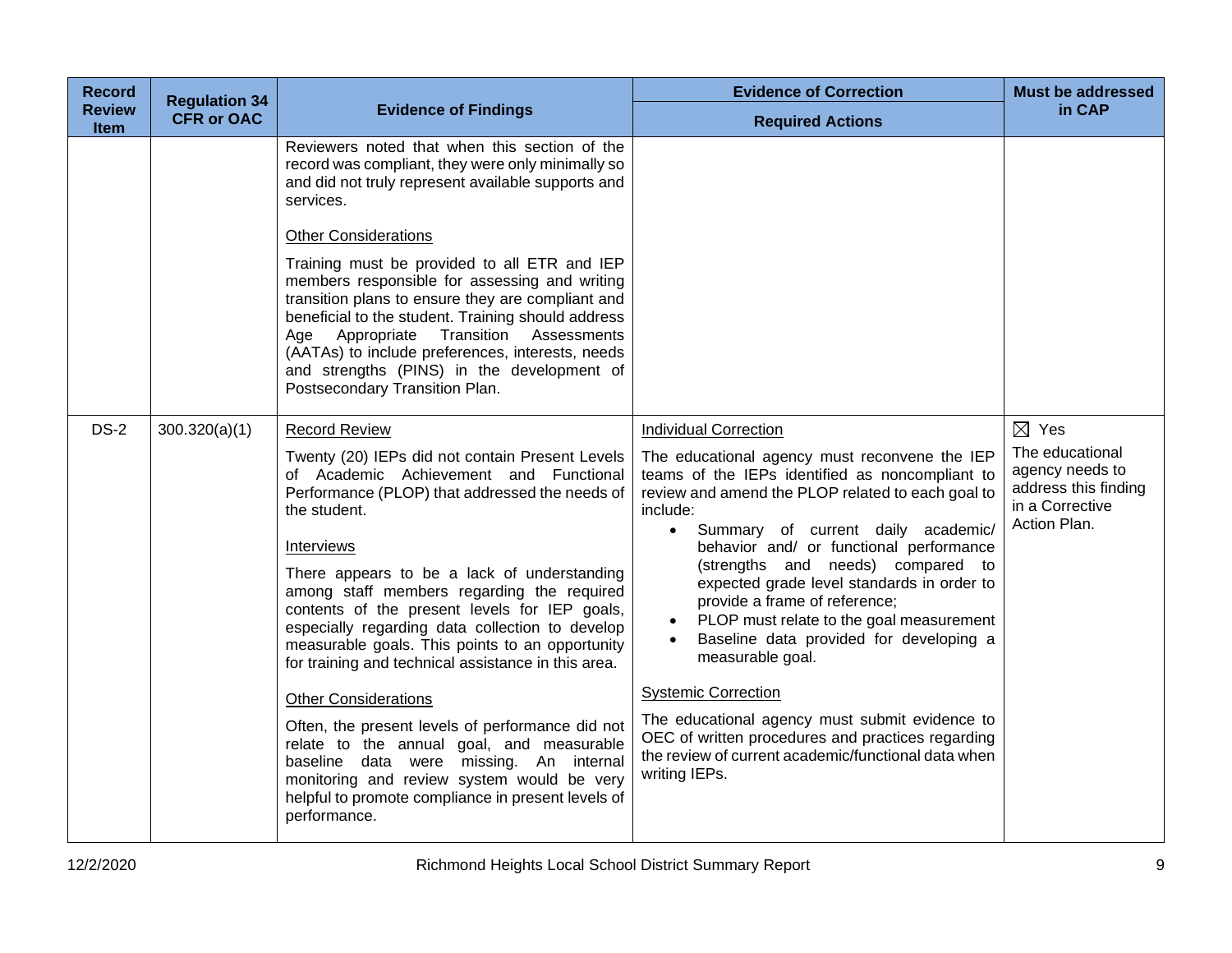| Record Review Item | Regulation 34 CFR or OAC | Evidence of Findings | Evidence of Correction<br>Required Actions | Must be addressed in CAP |
|---|---|---|---|---|
| | | Reviewers noted that when this section of the record was compliant, they were only minimally so and did not truly represent available supports and services.<br><br>Other Considerations<br><br>Training must be provided to all ETR and IEP members responsible for assessing and writing transition plans to ensure they are compliant and beneficial to the student. Training should address Age Appropriate Transition Assessments (AATAs) to include preferences, interests, needs and strengths (PINS) in the development of Postsecondary Transition Plan. | | |
| DS-2 | 300.320(a)(1) | Record Review<br><br>Twenty (20) IEPs did not contain Present Levels of Academic Achievement and Functional Performance (PLOP) that addressed the needs of the student.<br><br>Interviews<br><br>There appears to be a lack of understanding among staff members regarding the required contents of the present levels for IEP goals, especially regarding data collection to develop measurable goals. This points to an opportunity for training and technical assistance in this area.<br><br>Other Considerations<br><br>Often, the present levels of performance did not relate to the annual goal, and measurable baseline data were missing. An internal monitoring and review system would be very helpful to promote compliance in present levels of performance. | Individual Correction<br><br>The educational agency must reconvene the IEP teams of the IEPs identified as noncompliant to review and amend the PLOP related to each goal to include:<br>• Summary of current daily academic/ behavior and/ or functional performance (strengths and needs) compared to expected grade level standards in order to provide a frame of reference;<br>• PLOP must relate to the goal measurement<br>• Baseline data provided for developing a measurable goal.<br><br>Systemic Correction<br><br>The educational agency must submit evidence to OEC of written procedures and practices regarding the review of current academic/functional data when writing IEPs. | ☒ Yes<br>The educational agency needs to address this finding in a Corrective Action Plan. |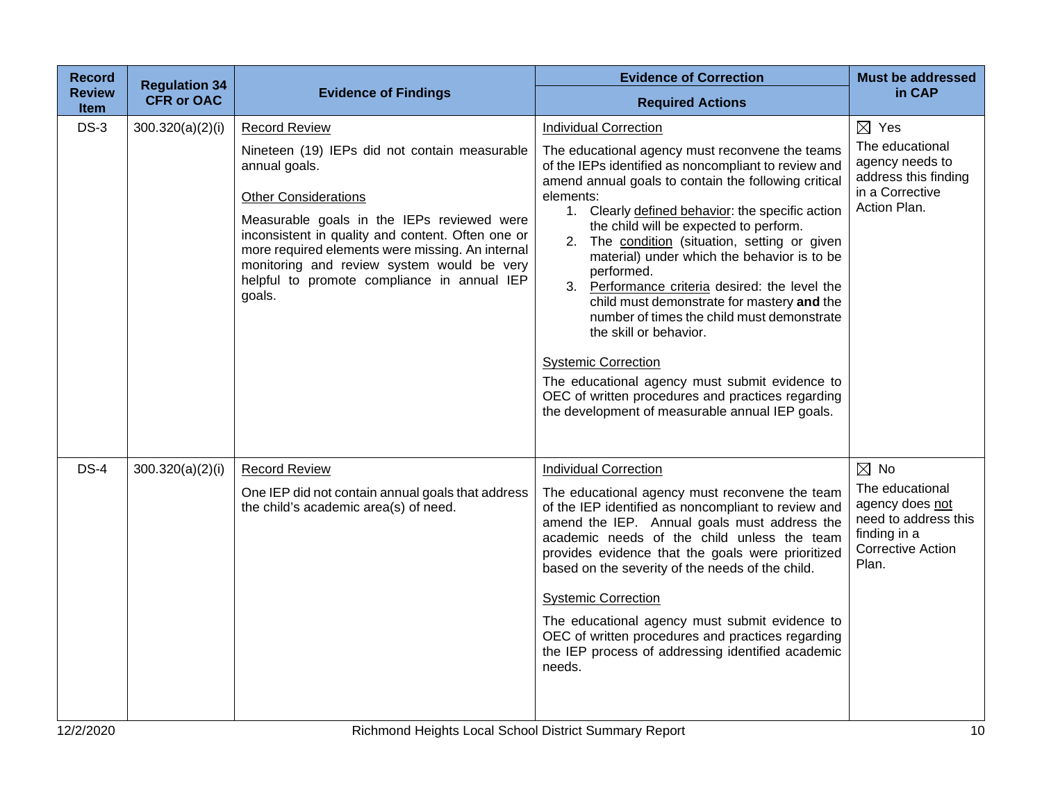| Record Review Item | Regulation 34 CFR or OAC | Evidence of Findings | Evidence of Correction<br>Required Actions | Must be addressed in CAP |
|---|---|---|---|---|
| DS-3 | 300.320(a)(2)(i) | Record Review<br><br>Nineteen (19) IEPs did not contain measurable annual goals.<br><br>Other Considerations<br><br>Measurable goals in the IEPs reviewed were inconsistent in quality and content. Often one or more required elements were missing. An internal monitoring and review system would be very helpful to promote compliance in annual IEP goals. | Individual Correction<br><br>The educational agency must reconvene the teams of the IEPs identified as noncompliant to review and amend annual goals to contain the following critical elements:<br>1. Clearly defined behavior: the specific action the child will be expected to perform.<br>2. The condition (situation, setting or given material) under which the behavior is to be performed.<br>3. Performance criteria desired: the level the child must demonstrate for mastery **and** the number of times the child must demonstrate the skill or behavior.<br><br>Systemic Correction<br><br>The educational agency must submit evidence to OEC of written procedures and practices regarding the development of measurable annual IEP goals. | ☒ Yes<br>The educational agency needs to address this finding in a Corrective Action Plan. |
| DS-4 | 300.320(a)(2)(i) | Record Review<br><br>One IEP did not contain annual goals that address the child's academic area(s) of need. | Individual Correction<br><br>The educational agency must reconvene the team of the IEP identified as noncompliant to review and amend the IEP. Annual goals must address the academic needs of the child unless the team provides evidence that the goals were prioritized based on the severity of the needs of the child.<br><br>Systemic Correction<br><br>The educational agency must submit evidence to OEC of written procedures and practices regarding the IEP process of addressing identified academic needs. | ☒ No<br>The educational agency does not need to address this finding in a Corrective Action Plan. |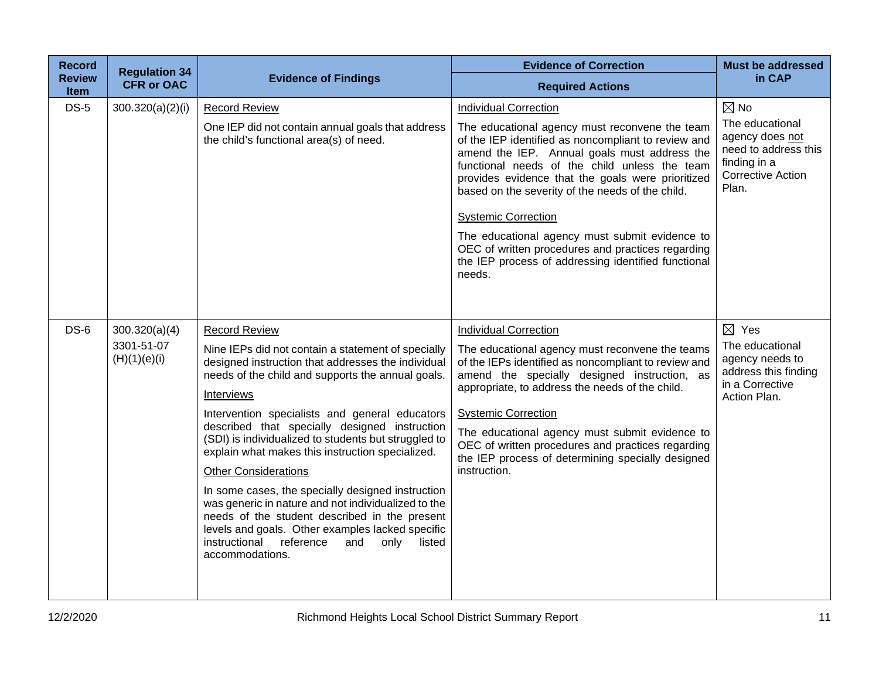| Record Review Item | Regulation 34 CFR or OAC | Evidence of Findings | Evidence of Correction<br>Required Actions | Must be addressed in CAP |
|---|---|---|---|---|
| DS-5 | 300.320(a)(2)(i) | Record Review<br><br>One IEP did not contain annual goals that address the child's functional area(s) of need. | Individual Correction<br><br>The educational agency must reconvene the team of the IEP identified as noncompliant to review and amend the IEP. Annual goals must address the functional needs of the child unless the team provides evidence that the goals were prioritized based on the severity of the needs of the child.<br><br>Systemic Correction<br><br>The educational agency must submit evidence to OEC of written procedures and practices regarding the IEP process of addressing identified functional needs. | ☒ No<br>The educational agency does not need to address this finding in a Corrective Action Plan. |
| DS-6 | 300.320(a)(4)<br>3301-51-07 (H)(1)(e)(i) | Record Review<br><br>Nine IEPs did not contain a statement of specially designed instruction that addresses the individual needs of the child and supports the annual goals.<br><br>Interviews<br><br>Intervention specialists and general educators described that specially designed instruction (SDI) is individualized to students but struggled to explain what makes this instruction specialized.<br><br>Other Considerations<br><br>In some cases, the specially designed instruction was generic in nature and not individualized to the needs of the student described in the present levels and goals. Other examples lacked specific instructional reference and only listed accommodations. | Individual Correction<br><br>The educational agency must reconvene the teams of the IEPs identified as noncompliant to review and amend the specially designed instruction, as appropriate, to address the needs of the child.<br><br>Systemic Correction<br><br>The educational agency must submit evidence to OEC of written procedures and practices regarding the IEP process of determining specially designed instruction. | ☒ Yes<br>The educational agency needs to address this finding in a Corrective Action Plan. |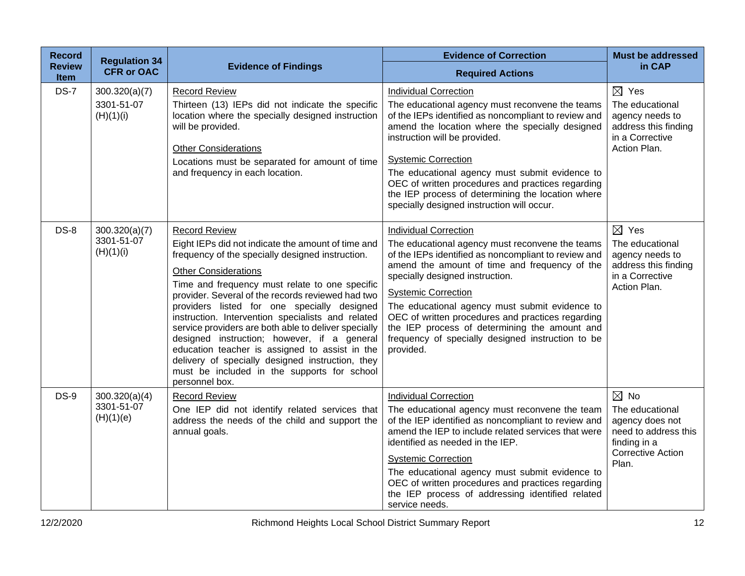| Record Review Item | Regulation 34 CFR or OAC | Evidence of Findings | Evidence of Correction<br>Required Actions | Must be addressed in CAP |
|---|---|---|---|---|
| DS-7 | 300.320(a)(7)<br>3301-51-07 (H)(1)(i) | <u>Record Review</u><br>Thirteen (13) IEPs did not indicate the specific location where the specially designed instruction will be provided.<br><u>Other Considerations</u><br>Locations must be separated for amount of time and frequency in each location. | <u>Individual Correction</u><br>The educational agency must reconvene the teams of the IEPs identified as noncompliant to review and amend the location where the specially designed instruction will be provided.<br><u>Systemic Correction</u><br>The educational agency must submit evidence to OEC of written procedures and practices regarding the IEP process of determining the location where specially designed instruction will occur. | ☒ Yes<br>The educational agency needs to address this finding in a Corrective Action Plan. |
| DS-8 | 300.320(a)(7)<br>3301-51-07 (H)(1)(i) | <u>Record Review</u><br>Eight IEPs did not indicate the amount of time and frequency of the specially designed instruction.<br><u>Other Considerations</u><br>Time and frequency must relate to one specific provider. Several of the records reviewed had two providers listed for one specially designed instruction. Intervention specialists and related service providers are both able to deliver specially designed instruction; however, if a general education teacher is assigned to assist in the delivery of specially designed instruction, they must be included in the supports for school personnel box. | <u>Individual Correction</u><br>The educational agency must reconvene the teams of the IEPs identified as noncompliant to review and amend the amount of time and frequency of the specially designed instruction.<br><u>Systemic Correction</u><br>The educational agency must submit evidence to OEC of written procedures and practices regarding the IEP process of determining the amount and frequency of specially designed instruction to be provided. | ☒ Yes<br>The educational agency needs to address this finding in a Corrective Action Plan. |
| DS-9 | 300.320(a)(4)<br>3301-51-07 (H)(1)(e) | <u>Record Review</u><br>One IEP did not identify related services that address the needs of the child and support the annual goals. | <u>Individual Correction</u><br>The educational agency must reconvene the team of the IEP identified as noncompliant to review and amend the IEP to include related services that were identified as needed in the IEP.<br><u>Systemic Correction</u><br>The educational agency must submit evidence to OEC of written procedures and practices regarding the IEP process of addressing identified related service needs. | ☒ No<br>The educational agency does not need to address this finding in a Corrective Action Plan. |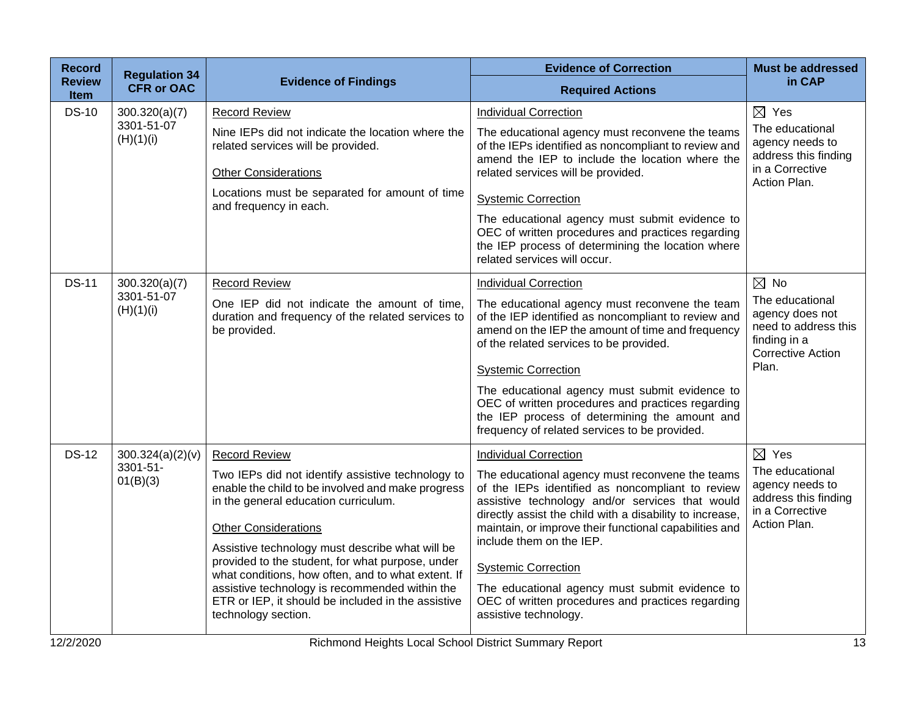| Record Review Item | Regulation 34 CFR or OAC | Evidence of Findings | Evidence of Correction<br>Required Actions | Must be addressed in CAP |
|---|---|---|---|---|
| DS-10 | 300.320(a)(7)<br>3301-51-07 (H)(1)(i) | Record Review<br>Nine IEPs did not indicate the location where the related services will be provided.<br>Other Considerations<br>Locations must be separated for amount of time and frequency in each. | Individual Correction<br>The educational agency must reconvene the teams of the IEPs identified as noncompliant to review and amend the IEP to include the location where the related services will be provided.<br>Systemic Correction<br>The educational agency must submit evidence to OEC of written procedures and practices regarding the IEP process of determining the location where related services will occur. | ☒ Yes<br>The educational agency needs to address this finding in a Corrective Action Plan. |
| DS-11 | 300.320(a)(7)<br>3301-51-07 (H)(1)(i) | Record Review<br>One IEP did not indicate the amount of time, duration and frequency of the related services to be provided. | Individual Correction<br>The educational agency must reconvene the team of the IEP identified as noncompliant to review and amend on the IEP the amount of time and frequency of the related services to be provided.<br>Systemic Correction<br>The educational agency must submit evidence to OEC of written procedures and practices regarding the IEP process of determining the amount and frequency of related services to be provided. | ☒ No<br>The educational agency does not need to address this finding in a Corrective Action Plan. |
| DS-12 | 300.324(a)(2)(v)<br>3301-51-01(B)(3) | Record Review<br>Two IEPs did not identify assistive technology to enable the child to be involved and make progress in the general education curriculum.<br>Other Considerations<br>Assistive technology must describe what will be provided to the student, for what purpose, under what conditions, how often, and to what extent. If assistive technology is recommended within the ETR or IEP, it should be included in the assistive technology section. | Individual Correction<br>The educational agency must reconvene the teams of the IEPs identified as noncompliant to review assistive technology and/or services that would directly assist the child with a disability to increase, maintain, or improve their functional capabilities and include them on the IEP.<br>Systemic Correction<br>The educational agency must submit evidence to OEC of written procedures and practices regarding assistive technology. | ☒ Yes<br>The educational agency needs to address this finding in a Corrective Action Plan. |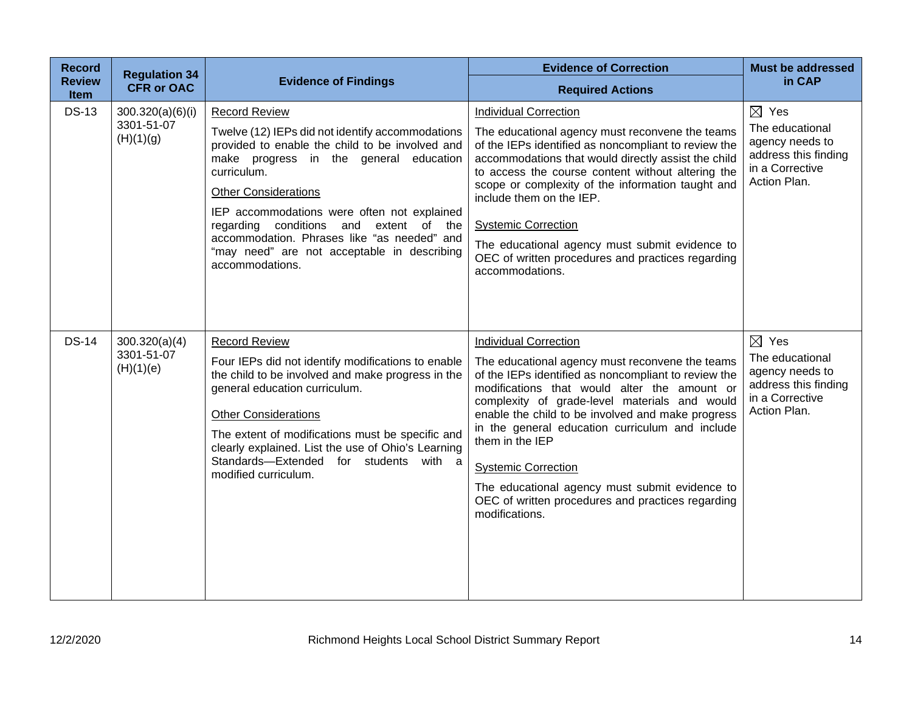| Record Review Item | Regulation 34 CFR or OAC | Evidence of Findings | Evidence of Correction<br>Required Actions | Must be addressed in CAP |
|---|---|---|---|---|
| DS-13 | 300.320(a)(6)(i)<br>3301-51-07 (H)(1)(g) | <u>Record Review</u><br>Twelve (12) IEPs did not identify accommodations provided to enable the child to be involved and make progress in the general education curriculum.<br><u>Other Considerations</u><br>IEP accommodations were often not explained regarding conditions and extent of the accommodation. Phrases like “as needed” and “may need” are not acceptable in describing accommodations. | <u>Individual Correction</u><br>The educational agency must reconvene the teams of the IEPs identified as noncompliant to review the accommodations that would directly assist the child to access the course content without altering the scope or complexity of the information taught and include them on the IEP.<br><u>Systemic Correction</u><br>The educational agency must submit evidence to OEC of written procedures and practices regarding accommodations. | ☒ Yes<br>The educational agency needs to address this finding in a Corrective Action Plan. |
| DS-14 | 300.320(a)(4)<br>3301-51-07 (H)(1)(e) | <u>Record Review</u><br>Four IEPs did not identify modifications to enable the child to be involved and make progress in the general education curriculum.<br><u>Other Considerations</u><br>The extent of modifications must be specific and clearly explained. List the use of Ohio’s Learning Standards—Extended for students with a modified curriculum. | <u>Individual Correction</u><br>The educational agency must reconvene the teams of the IEPs identified as noncompliant to review the modifications that would alter the amount or complexity of grade-level materials and would enable the child to be involved and make progress in the general education curriculum and include them in the IEP<br><u>Systemic Correction</u><br>The educational agency must submit evidence to OEC of written procedures and practices regarding modifications. | ☒ Yes<br>The educational agency needs to address this finding in a Corrective Action Plan. |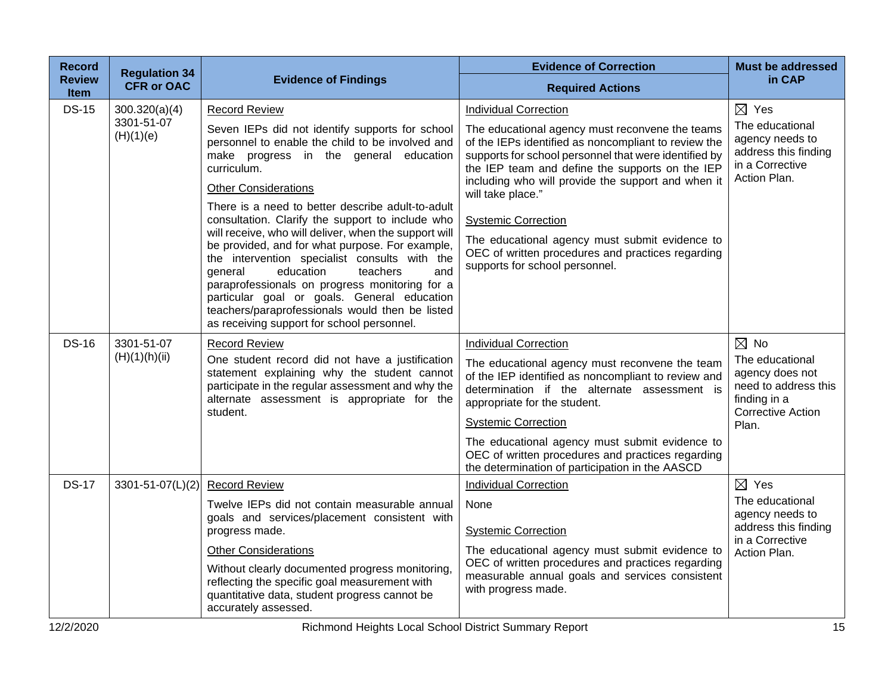| Record Review Item | Regulation 34 CFR or OAC | Evidence of Findings | Evidence of Correction<br>Required Actions | Must be addressed in CAP |
|---|---|---|---|---|
| DS-15 | 300.320(a)(4)<br>3301-51-07 (H)(1)(e) | Record Review<br>Seven IEPs did not identify supports for school personnel to enable the child to be involved and make progress in the general education curriculum.<br>Other Considerations<br>There is a need to better describe adult-to-adult consultation. Clarify the support to include who will receive, who will deliver, when the support will be provided, and for what purpose. For example, the intervention specialist consults with the general education teachers and paraprofessionals on progress monitoring for a particular goal or goals. General education teachers/paraprofessionals would then be listed as receiving support for school personnel. | Individual Correction<br>The educational agency must reconvene the teams of the IEPs identified as noncompliant to review the supports for school personnel that were identified by the IEP team and define the supports on the IEP including who will provide the support and when it will take place."<br>Systemic Correction<br>The educational agency must submit evidence to OEC of written procedures and practices regarding supports for school personnel. | ☒ Yes<br>The educational agency needs to address this finding in a Corrective Action Plan. |
| DS-16 | 3301-51-07 (H)(1)(h)(ii) | Record Review<br>One student record did not have a justification statement explaining why the student cannot participate in the regular assessment and why the alternate assessment is appropriate for the student. | Individual Correction<br>The educational agency must reconvene the team of the IEP identified as noncompliant to review and determination if the alternate assessment is appropriate for the student.<br>Systemic Correction<br>The educational agency must submit evidence to OEC of written procedures and practices regarding the determination of participation in the AASCD | ☒ No<br>The educational agency does not need to address this finding in a Corrective Action Plan. |
| DS-17 | 3301-51-07(L)(2) | Record Review<br>Twelve IEPs did not contain measurable annual goals and services/placement consistent with progress made.<br>Other Considerations<br>Without clearly documented progress monitoring, reflecting the specific goal measurement with quantitative data, student progress cannot be accurately assessed. | Individual Correction<br>None<br>Systemic Correction<br>The educational agency must submit evidence to OEC of written procedures and practices regarding measurable annual goals and services consistent with progress made. | ☒ Yes<br>The educational agency needs to address this finding in a Corrective Action Plan. |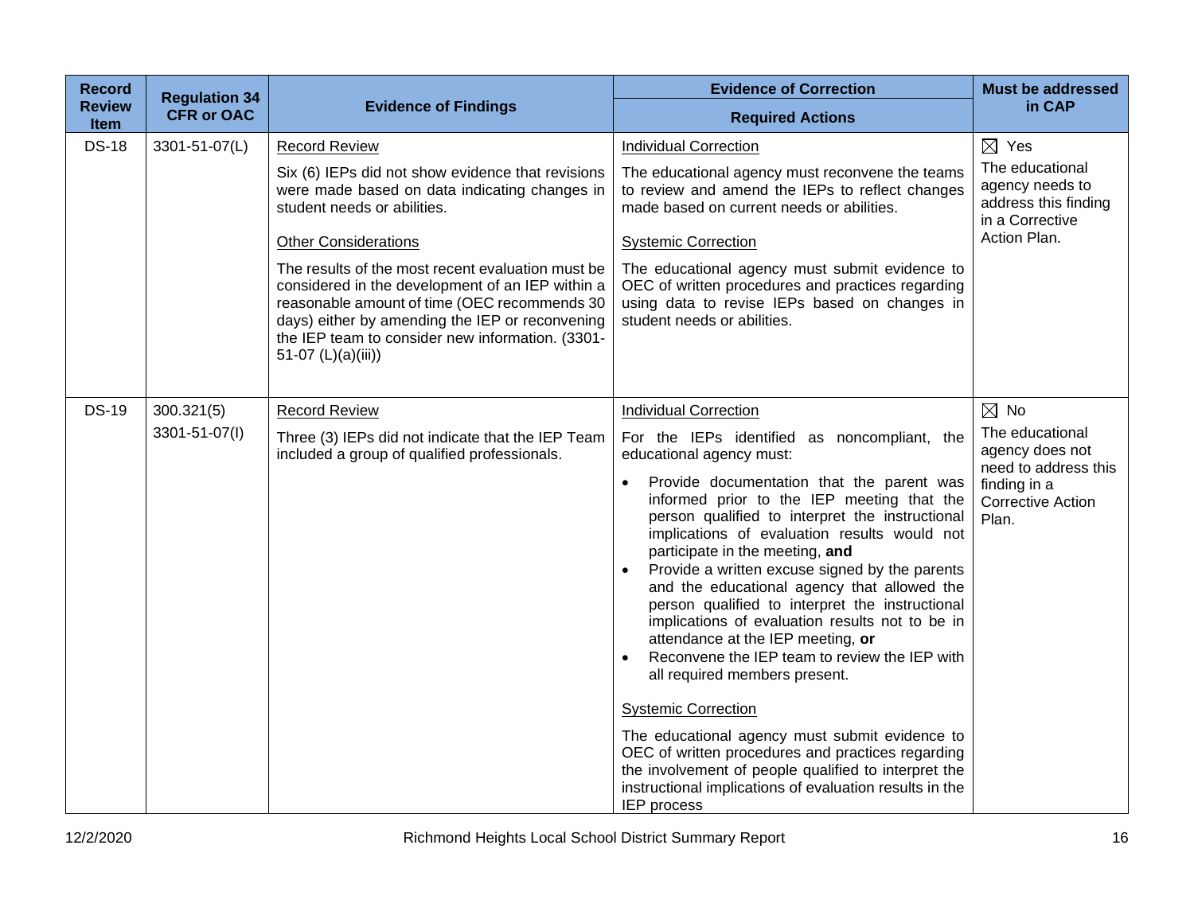| Record Review Item | Regulation 34 CFR or OAC | Evidence of Findings | Evidence of Correction<br>Required Actions | Must be addressed in CAP |
|---|---|---|---|---|
| DS-18 | 3301-51-07(L) | Record Review<br><br>Six (6) IEPs did not show evidence that revisions were made based on data indicating changes in student needs or abilities.<br><br>Other Considerations<br><br>The results of the most recent evaluation must be considered in the development of an IEP within a reasonable amount of time (OEC recommends 30 days) either by amending the IEP or reconvening the IEP team to consider new information. (3301-51-07 (L)(a)(iii)) | Individual Correction<br><br>The educational agency must reconvene the teams to review and amend the IEPs to reflect changes made based on current needs or abilities.<br><br>Systemic Correction<br><br>The educational agency must submit evidence to OEC of written procedures and practices regarding using data to revise IEPs based on changes in student needs or abilities. | ☒ Yes<br>The educational agency needs to address this finding in a Corrective Action Plan. |
| DS-19 | 300.321(5)<br>3301-51-07(I) | Record Review<br><br>Three (3) IEPs did not indicate that the IEP Team included a group of qualified professionals. | Individual Correction<br><br>For the IEPs identified as noncompliant, the educational agency must:<br>• Provide documentation that the parent was informed prior to the IEP meeting that the person qualified to interpret the instructional implications of evaluation results would not participate in the meeting, **and**<br>• Provide a written excuse signed by the parents and the educational agency that allowed the person qualified to interpret the instructional implications of evaluation results not to be in attendance at the IEP meeting, **or**<br>• Reconvene the IEP team to review the IEP with all required members present.<br><br>Systemic Correction<br><br>The educational agency must submit evidence to OEC of written procedures and practices regarding the involvement of people qualified to interpret the instructional implications of evaluation results in the IEP process | ☒ No<br>The educational agency does not need to address this finding in a Corrective Action Plan. |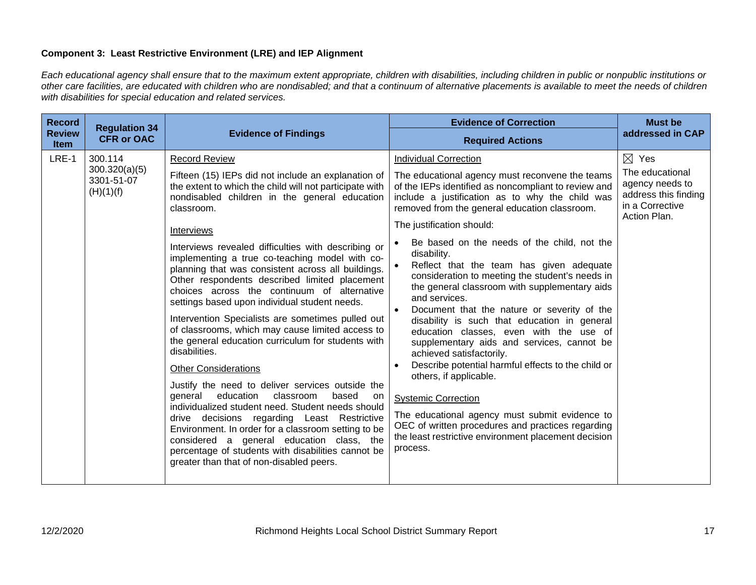**Component 3: Least Restrictive Environment (LRE) and IEP Alignment**

*Each educational agency shall ensure that to the maximum extent appropriate, children with disabilities, including children in public or nonpublic institutions or other care facilities, are educated with children who are nondisabled; and that a continuum of alternative placements is available to meet the needs of children with disabilities for special education and related services.*

| Record Review Item | Regulation 34 CFR or OAC | Evidence of Findings | Evidence of Correction<br>Required Actions | Must be addressed in CAP |
|---|---|---|---|---|
| LRE-1 | 300.114<br>300.320(a)(5)<br>3301-51-07 (H)(1)(f) | <u>Record Review</u><br>Fifteen (15) IEPs did not include an explanation of the extent to which the child will not participate with nondisabled children in the general education classroom.<br><u>Interviews</u><br>Interviews revealed difficulties with describing or implementing a true co-teaching model with co-planning that was consistent across all buildings. Other respondents described limited placement choices across the continuum of alternative settings based upon individual student needs.<br>Intervention Specialists are sometimes pulled out of classrooms, which may cause limited access to the general education curriculum for students with disabilities.<br><u>Other Considerations</u><br>Justify the need to deliver services outside the general education classroom based on individualized student need. Student needs should drive decisions regarding Least Restrictive Environment. In order for a classroom setting to be considered a general education class, the percentage of students with disabilities cannot be greater than that of non-disabled peers. | <u>Individual Correction</u><br>The educational agency must reconvene the teams of the IEPs identified as noncompliant to review and include a justification as to why the child was removed from the general education classroom.<br>The justification should:<br>• Be based on the needs of the child, not the disability.<br>• Reflect that the team has given adequate consideration to meeting the student's needs in the general classroom with supplementary aids and services.<br>• Document that the nature or severity of the disability is such that education in general education classes, even with the use of supplementary aids and services, cannot be achieved satisfactorily.<br>• Describe potential harmful effects to the child or others, if applicable.<br><u>Systemic Correction</u><br>The educational agency must submit evidence to OEC of written procedures and practices regarding the least restrictive environment placement decision process. | ☒ Yes<br>The educational agency needs to address this finding in a Corrective Action Plan. |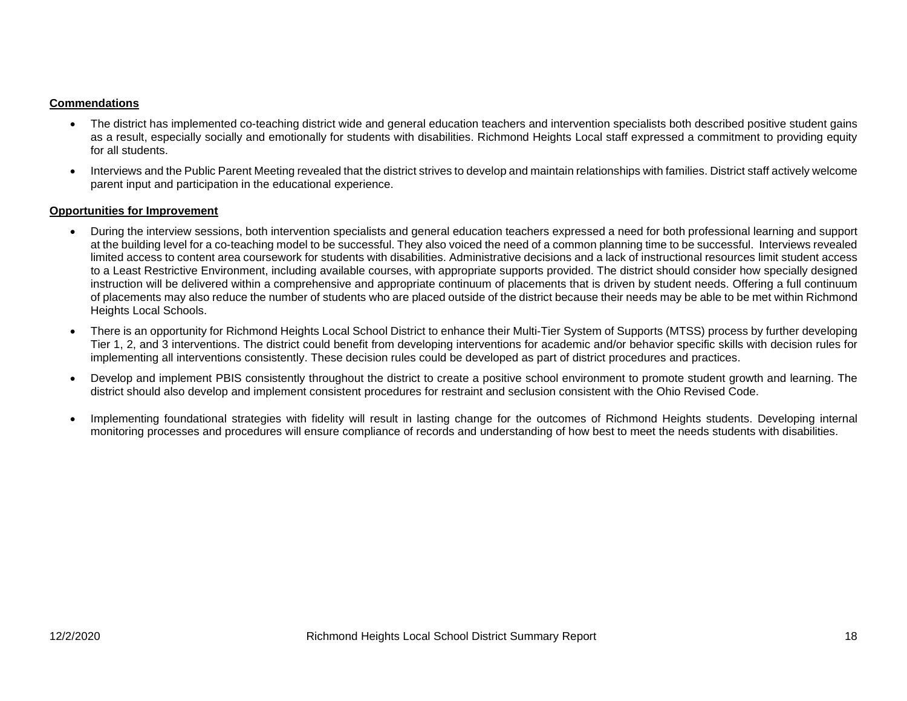**Commendations**

- The district has implemented co-teaching district wide and general education teachers and intervention specialists both described positive student gains as a result, especially socially and emotionally for students with disabilities. Richmond Heights Local staff expressed a commitment to providing equity for all students.
- Interviews and the Public Parent Meeting revealed that the district strives to develop and maintain relationships with families. District staff actively welcome parent input and participation in the educational experience.

**Opportunities for Improvement**

- During the interview sessions, both intervention specialists and general education teachers expressed a need for both professional learning and support at the building level for a co-teaching model to be successful. They also voiced the need of a common planning time to be successful. Interviews revealed limited access to content area coursework for students with disabilities. Administrative decisions and a lack of instructional resources limit student access to a Least Restrictive Environment, including available courses, with appropriate supports provided. The district should consider how specially designed instruction will be delivered within a comprehensive and appropriate continuum of placements that is driven by student needs. Offering a full continuum of placements may also reduce the number of students who are placed outside of the district because their needs may be able to be met within Richmond Heights Local Schools.
- There is an opportunity for Richmond Heights Local School District to enhance their Multi-Tier System of Supports (MTSS) process by further developing Tier 1, 2, and 3 interventions. The district could benefit from developing interventions for academic and/or behavior specific skills with decision rules for implementing all interventions consistently. These decision rules could be developed as part of district procedures and practices.
- Develop and implement PBIS consistently throughout the district to create a positive school environment to promote student growth and learning. The district should also develop and implement consistent procedures for restraint and seclusion consistent with the Ohio Revised Code.
- Implementing foundational strategies with fidelity will result in lasting change for the outcomes of Richmond Heights students. Developing internal monitoring processes and procedures will ensure compliance of records and understanding of how best to meet the needs students with disabilities.